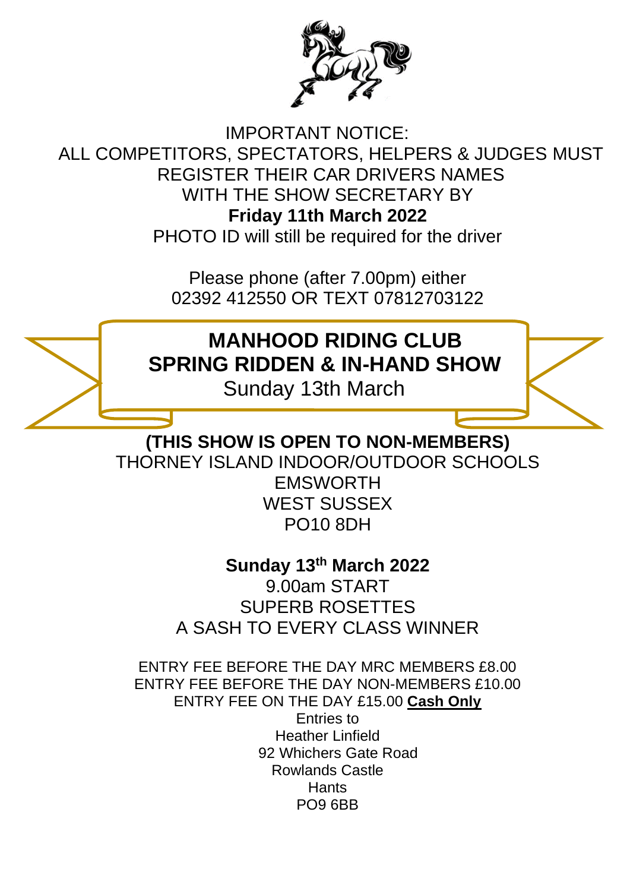IMPORTANT NOTICE:
ALL COMPETITORS, SPECTATORS, HELPERS & JUDGES MUST REGISTER THEIR CAR DRIVERS NAMES WITH THE SHOW SECRETARY BY
**Friday 11th March 2022**
PHOTO ID will still be required for the driver

Please phone (after 7.00pm) either
02392 412550 OR TEXT 07812703122

# MANHOOD RIDING CLUB
# SPRING RIDDEN & IN-HAND SHOW

Sunday 13th March

**(THIS SHOW IS OPEN TO NON-MEMBERS)**

THORNEY ISLAND INDOOR/OUTDOOR SCHOOLS
EMSWORTH
WEST SUSSEX
PO10 8DH

**Sunday 13th March 2022**

9.00am START
SUPERB ROSETTES
A SASH TO EVERY CLASS WINNER

ENTRY FEE BEFORE THE DAY MRC MEMBERS £8.00
ENTRY FEE BEFORE THE DAY NON-MEMBERS £10.00
ENTRY FEE ON THE DAY £15.00 **Cash Only**

Entries to
Heather Linfield
92 Whichers Gate Road
Rowlands Castle
Hants
PO9 6BB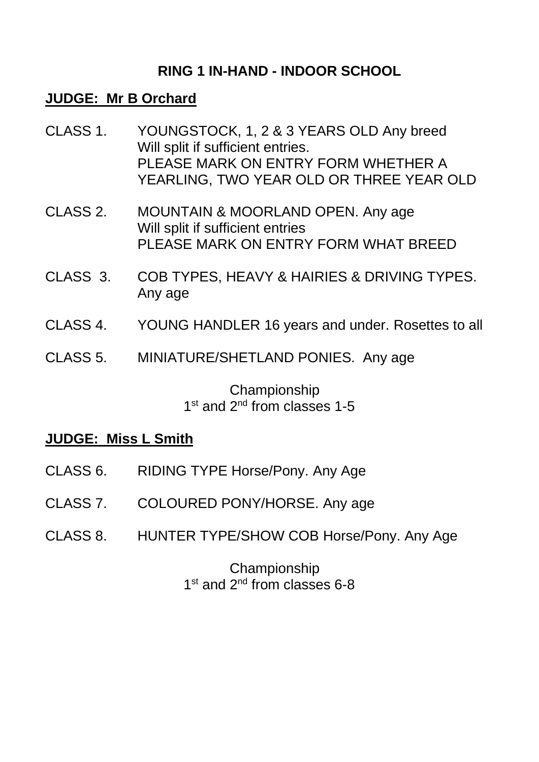## RING 1 IN-HAND - INDOOR SCHOOL

**JUDGE: Mr B Orchard**

CLASS 1. YOUNGSTOCK, 1, 2 & 3 YEARS OLD Any breed
Will split if sufficient entries.
PLEASE MARK ON ENTRY FORM WHETHER A YEARLING, TWO YEAR OLD OR THREE YEAR OLD

CLASS 2. MOUNTAIN & MOORLAND OPEN. Any age
Will split if sufficient entries
PLEASE MARK ON ENTRY FORM WHAT BREED

CLASS 3. COB TYPES, HEAVY & HAIRIES & DRIVING TYPES. Any age

CLASS 4. YOUNG HANDLER 16 years and under. Rosettes to all

CLASS 5. MINIATURE/SHETLAND PONIES. Any age

Championship
1st and 2nd from classes 1-5

**JUDGE: Miss L Smith**

CLASS 6. RIDING TYPE Horse/Pony. Any Age

CLASS 7. COLOURED PONY/HORSE. Any age

CLASS 8. HUNTER TYPE/SHOW COB Horse/Pony. Any Age

Championship
1st and 2nd from classes 6-8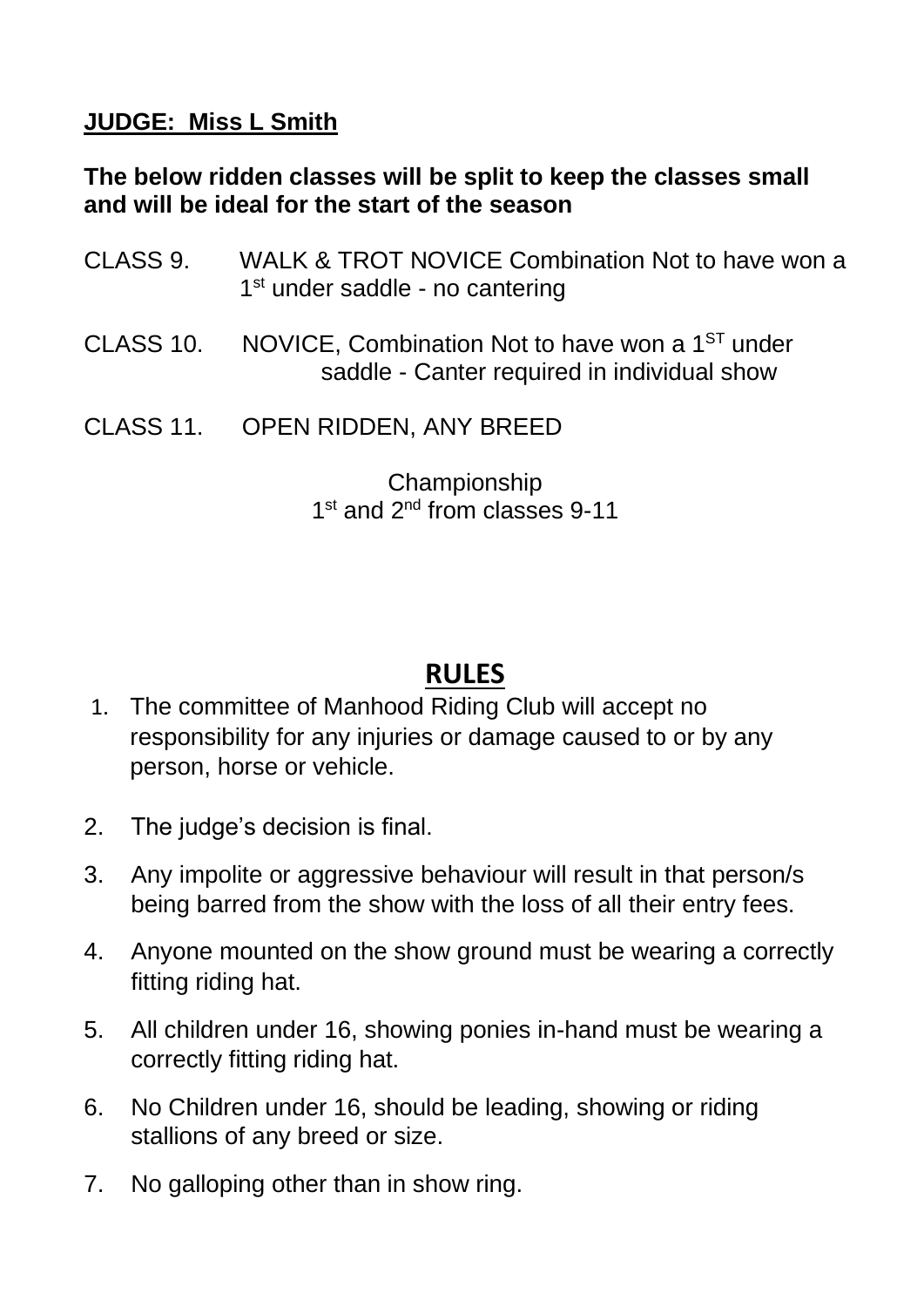**JUDGE: Miss L Smith**

**The below ridden classes will be split to keep the classes small and will be ideal for the start of the season**

CLASS 9. WALK & TROT NOVICE Combination Not to have won a 1st under saddle - no cantering

CLASS 10. NOVICE, Combination Not to have won a 1ST under saddle - Canter required in individual show

CLASS 11. OPEN RIDDEN, ANY BREED

Championship
1st and 2nd from classes 9-11

## RULES

1. The committee of Manhood Riding Club will accept no responsibility for any injuries or damage caused to or by any person, horse or vehicle.
2. The judge's decision is final.
3. Any impolite or aggressive behaviour will result in that person/s being barred from the show with the loss of all their entry fees.
4. Anyone mounted on the show ground must be wearing a correctly fitting riding hat.
5. All children under 16, showing ponies in-hand must be wearing a correctly fitting riding hat.
6. No Children under 16, should be leading, showing or riding stallions of any breed or size.
7. No galloping other than in show ring.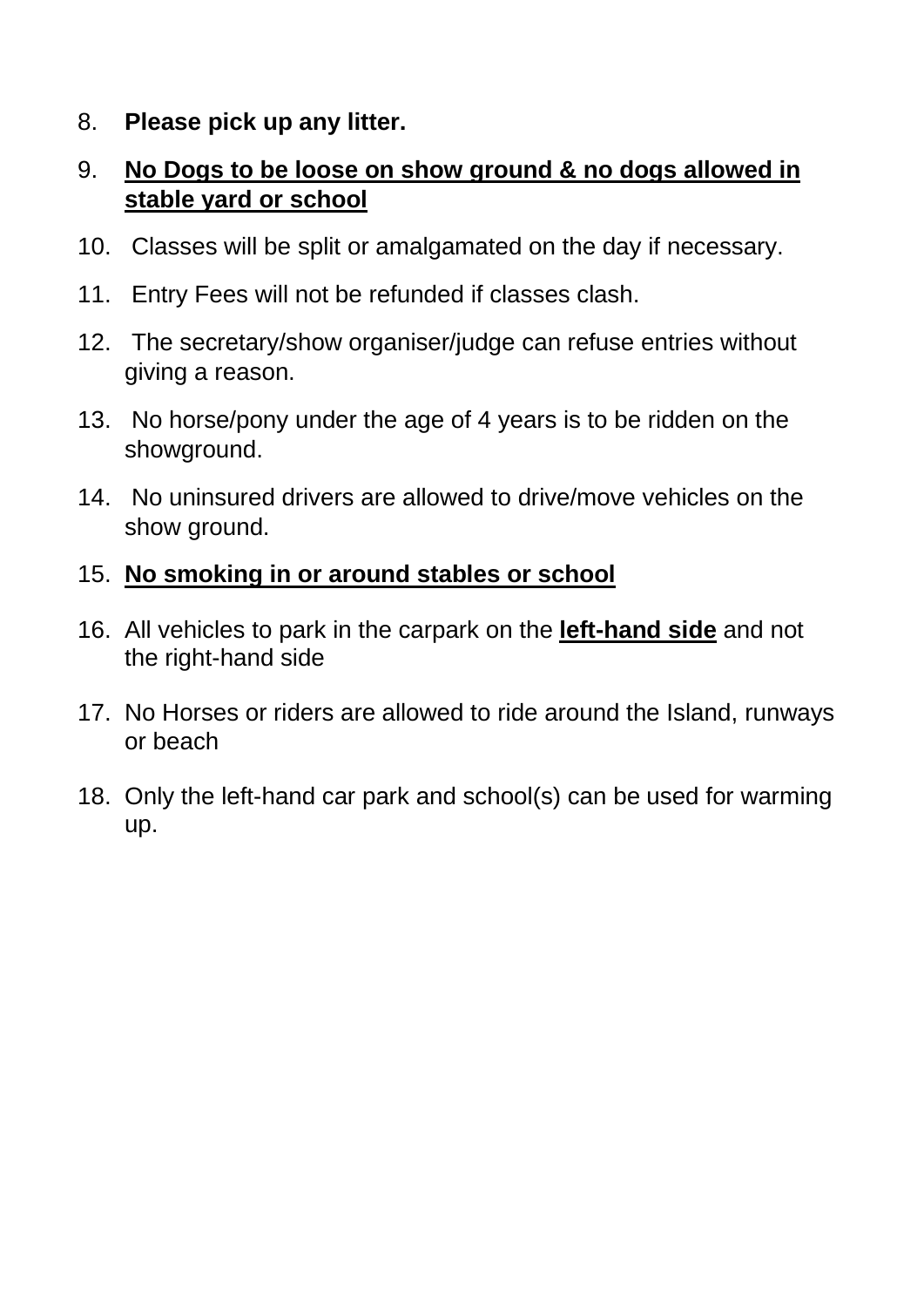8. **Please pick up any litter.**
9. **<u>No Dogs to be loose on show ground & no dogs allowed in stable yard or school</u>**
10. Classes will be split or amalgamated on the day if necessary.
11. Entry Fees will not be refunded if classes clash.
12. The secretary/show organiser/judge can refuse entries without giving a reason.
13. No horse/pony under the age of 4 years is to be ridden on the showground.
14. No uninsured drivers are allowed to drive/move vehicles on the show ground.
15. **<u>No smoking in or around stables or school</u>**
16. All vehicles to park in the carpark on the **<u>left-hand side</u>** and not the right-hand side
17. No Horses or riders are allowed to ride around the Island, runways or beach
18. Only the left-hand car park and school(s) can be used for warming up.